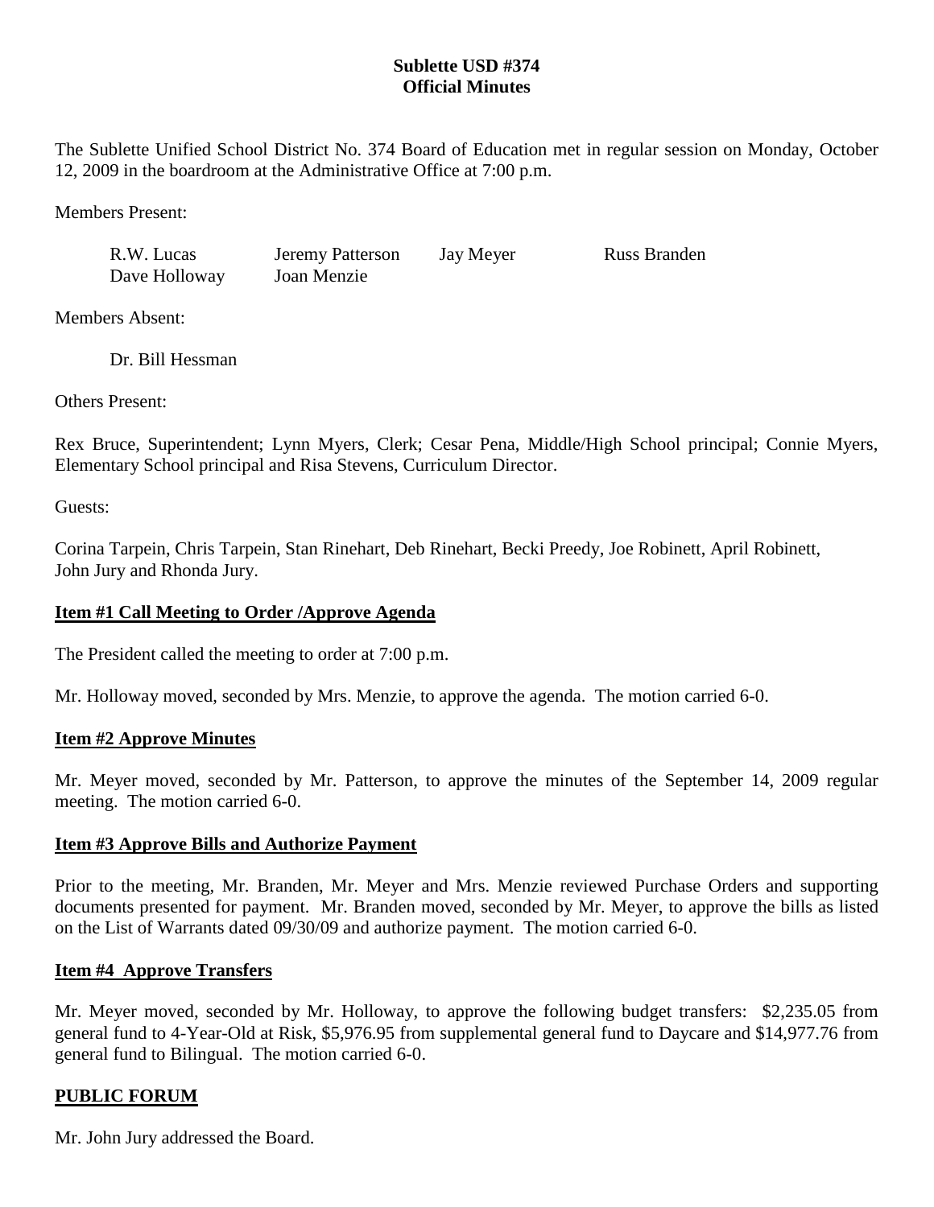**Sublette USD #374**
**Official Minutes**

The Sublette Unified School District No. 374 Board of Education met in regular session on Monday, October 12, 2009 in the boardroom at the Administrative Office at 7:00 p.m.

Members Present:

| | | | |
|---|---|---|---|
| R.W. Lucas | Jeremy Patterson | Jay Meyer | Russ Branden |
| Dave Holloway | Joan Menzie | | |

Members Absent:

Dr. Bill Hessman

Others Present:

Rex Bruce, Superintendent; Lynn Myers, Clerk; Cesar Pena, Middle/High School principal; Connie Myers, Elementary School principal and Risa Stevens, Curriculum Director.

Guests:

Corina Tarpein, Chris Tarpein, Stan Rinehart, Deb Rinehart, Becki Preedy, Joe Robinett, April Robinett, John Jury and Rhonda Jury.

**Item #1 Call Meeting to Order /Approve Agenda**

The President called the meeting to order at 7:00 p.m.

Mr. Holloway moved, seconded by Mrs. Menzie, to approve the agenda. The motion carried 6-0.

**Item #2 Approve Minutes**

Mr. Meyer moved, seconded by Mr. Patterson, to approve the minutes of the September 14, 2009 regular meeting. The motion carried 6-0.

**Item #3 Approve Bills and Authorize Payment**

Prior to the meeting, Mr. Branden, Mr. Meyer and Mrs. Menzie reviewed Purchase Orders and supporting documents presented for payment. Mr. Branden moved, seconded by Mr. Meyer, to approve the bills as listed on the List of Warrants dated 09/30/09 and authorize payment. The motion carried 6-0.

**Item #4 Approve Transfers**

Mr. Meyer moved, seconded by Mr. Holloway, to approve the following budget transfers: $2,235.05 from general fund to 4-Year-Old at Risk, $5,976.95 from supplemental general fund to Daycare and $14,977.76 from general fund to Bilingual. The motion carried 6-0.

**PUBLIC FORUM**

Mr. John Jury addressed the Board.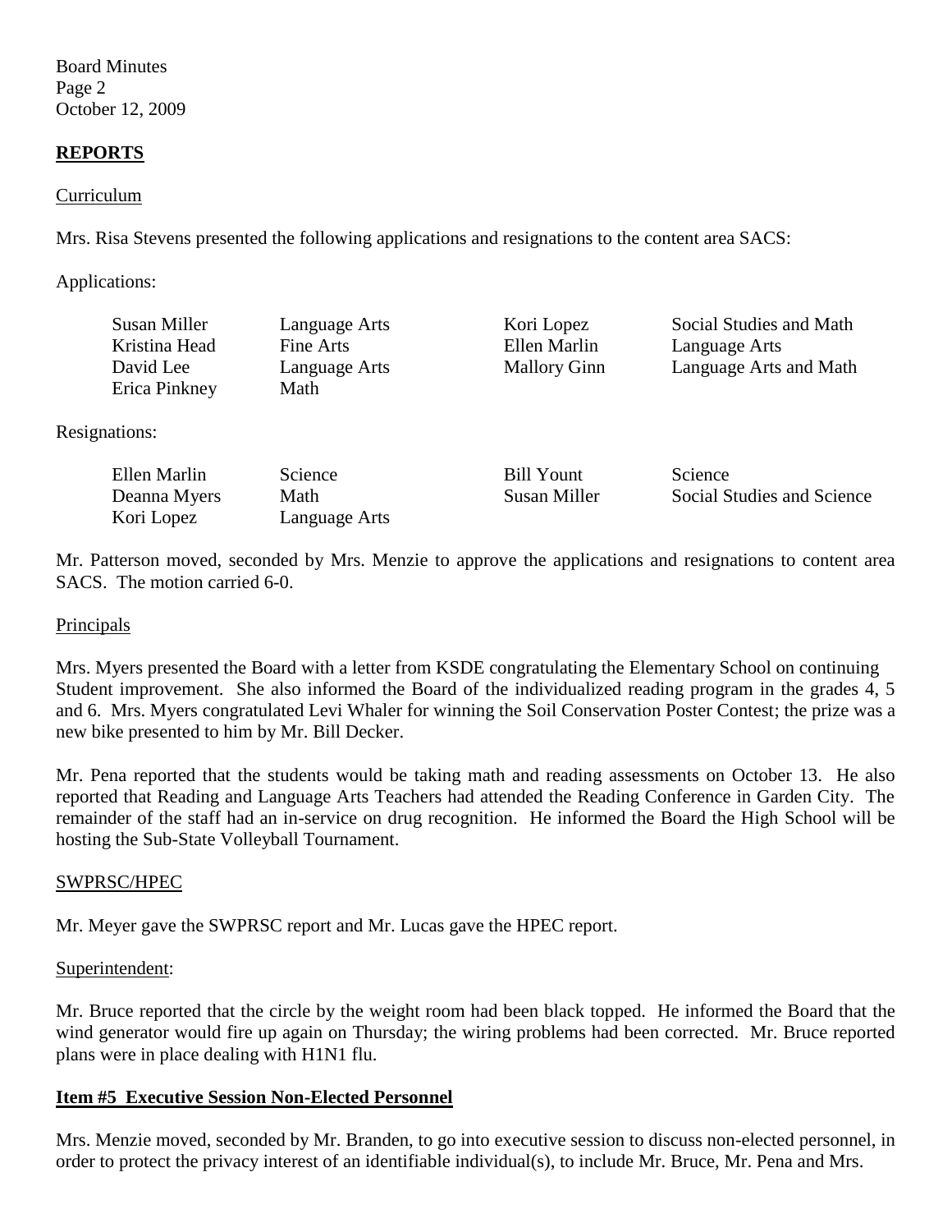## REPORTS

Curriculum

Mrs. Risa Stevens presented the following applications and resignations to the content area SACS:

Applications:

| | | | |
|---|---|---|---|
| Susan Miller | Language Arts | Kori Lopez | Social Studies and Math |
| Kristina Head | Fine Arts | Ellen Marlin | Language Arts |
| David Lee | Language Arts | Mallory Ginn | Language Arts and Math |
| Erica Pinkney | Math | | |

Resignations:

| | | | |
|---|---|---|---|
| Ellen Marlin | Science | Bill Yount | Science |
| Deanna Myers | Math | Susan Miller | Social Studies and Science |
| Kori Lopez | Language Arts | | |

Mr. Patterson moved, seconded by Mrs. Menzie to approve the applications and resignations to content area SACS. The motion carried 6-0.

Principals

Mrs. Myers presented the Board with a letter from KSDE congratulating the Elementary School on continuing Student improvement. She also informed the Board of the individualized reading program in the grades 4, 5 and 6. Mrs. Myers congratulated Levi Whaler for winning the Soil Conservation Poster Contest; the prize was a new bike presented to him by Mr. Bill Decker.

Mr. Pena reported that the students would be taking math and reading assessments on October 13. He also reported that Reading and Language Arts Teachers had attended the Reading Conference in Garden City. The remainder of the staff had an in-service on drug recognition. He informed the Board the High School will be hosting the Sub-State Volleyball Tournament.

SWPRSC/HPEC

Mr. Meyer gave the SWPRSC report and Mr. Lucas gave the HPEC report.

Superintendent:

Mr. Bruce reported that the circle by the weight room had been black topped. He informed the Board that the wind generator would fire up again on Thursday; the wiring problems had been corrected. Mr. Bruce reported plans were in place dealing with H1N1 flu.

## Item #5 Executive Session Non-Elected Personnel

Mrs. Menzie moved, seconded by Mr. Branden, to go into executive session to discuss non-elected personnel, in order to protect the privacy interest of an identifiable individual(s), to include Mr. Bruce, Mr. Pena and Mrs.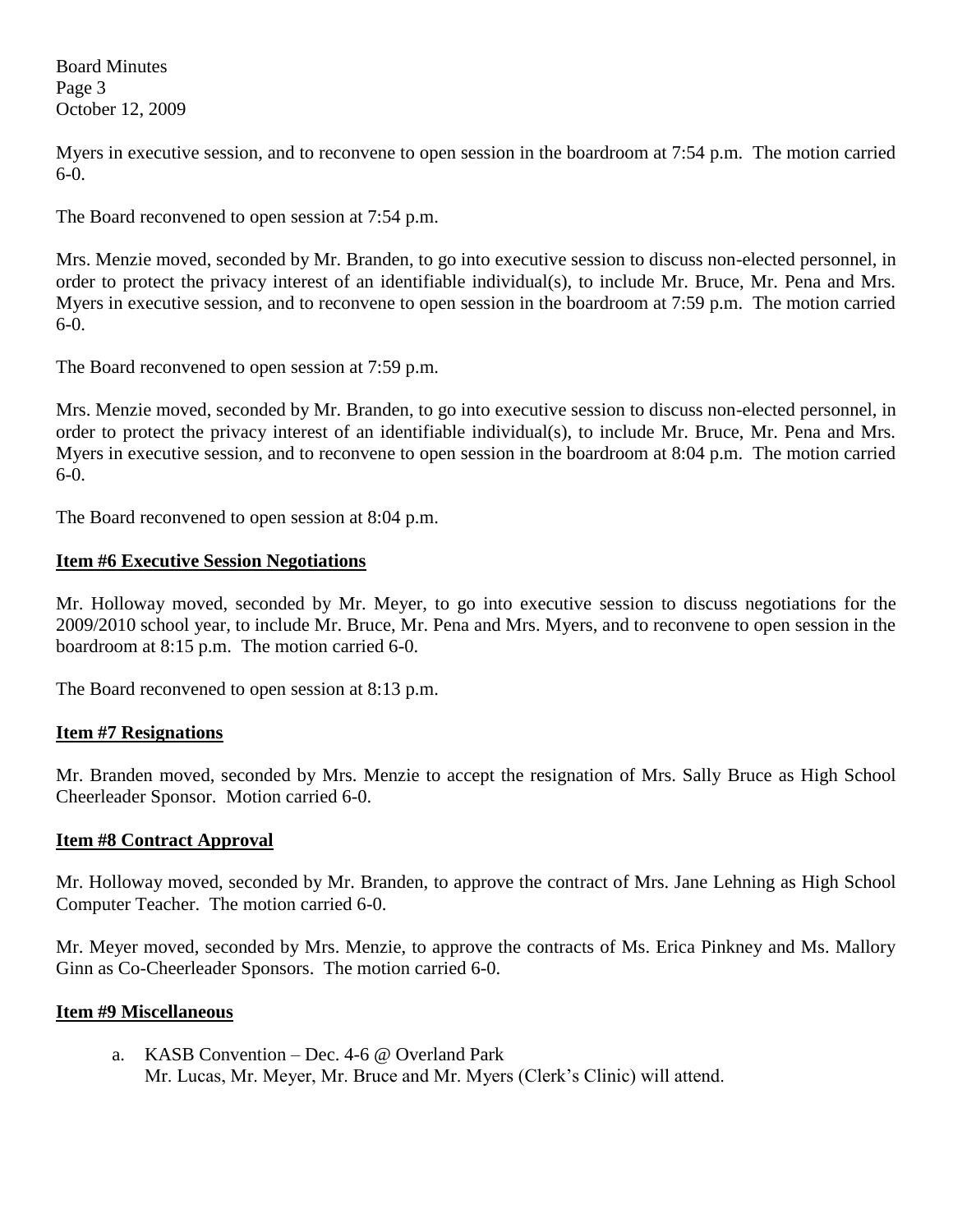Myers in executive session, and to reconvene to open session in the boardroom at 7:54 p.m. The motion carried 6-0.

The Board reconvened to open session at 7:54 p.m.

Mrs. Menzie moved, seconded by Mr. Branden, to go into executive session to discuss non-elected personnel, in order to protect the privacy interest of an identifiable individual(s), to include Mr. Bruce, Mr. Pena and Mrs. Myers in executive session, and to reconvene to open session in the boardroom at 7:59 p.m. The motion carried 6-0.

The Board reconvened to open session at 7:59 p.m.

Mrs. Menzie moved, seconded by Mr. Branden, to go into executive session to discuss non-elected personnel, in order to protect the privacy interest of an identifiable individual(s), to include Mr. Bruce, Mr. Pena and Mrs. Myers in executive session, and to reconvene to open session in the boardroom at 8:04 p.m. The motion carried 6-0.

The Board reconvened to open session at 8:04 p.m.

**Item #6 Executive Session Negotiations**

Mr. Holloway moved, seconded by Mr. Meyer, to go into executive session to discuss negotiations for the 2009/2010 school year, to include Mr. Bruce, Mr. Pena and Mrs. Myers, and to reconvene to open session in the boardroom at 8:15 p.m. The motion carried 6-0.

The Board reconvened to open session at 8:13 p.m.

**Item #7 Resignations**

Mr. Branden moved, seconded by Mrs. Menzie to accept the resignation of Mrs. Sally Bruce as High School Cheerleader Sponsor. Motion carried 6-0.

**Item #8 Contract Approval**

Mr. Holloway moved, seconded by Mr. Branden, to approve the contract of Mrs. Jane Lehning as High School Computer Teacher. The motion carried 6-0.

Mr. Meyer moved, seconded by Mrs. Menzie, to approve the contracts of Ms. Erica Pinkney and Ms. Mallory Ginn as Co-Cheerleader Sponsors. The motion carried 6-0.

**Item #9 Miscellaneous**

a. KASB Convention – Dec. 4-6 @ Overland Park
   Mr. Lucas, Mr. Meyer, Mr. Bruce and Mr. Myers (Clerk's Clinic) will attend.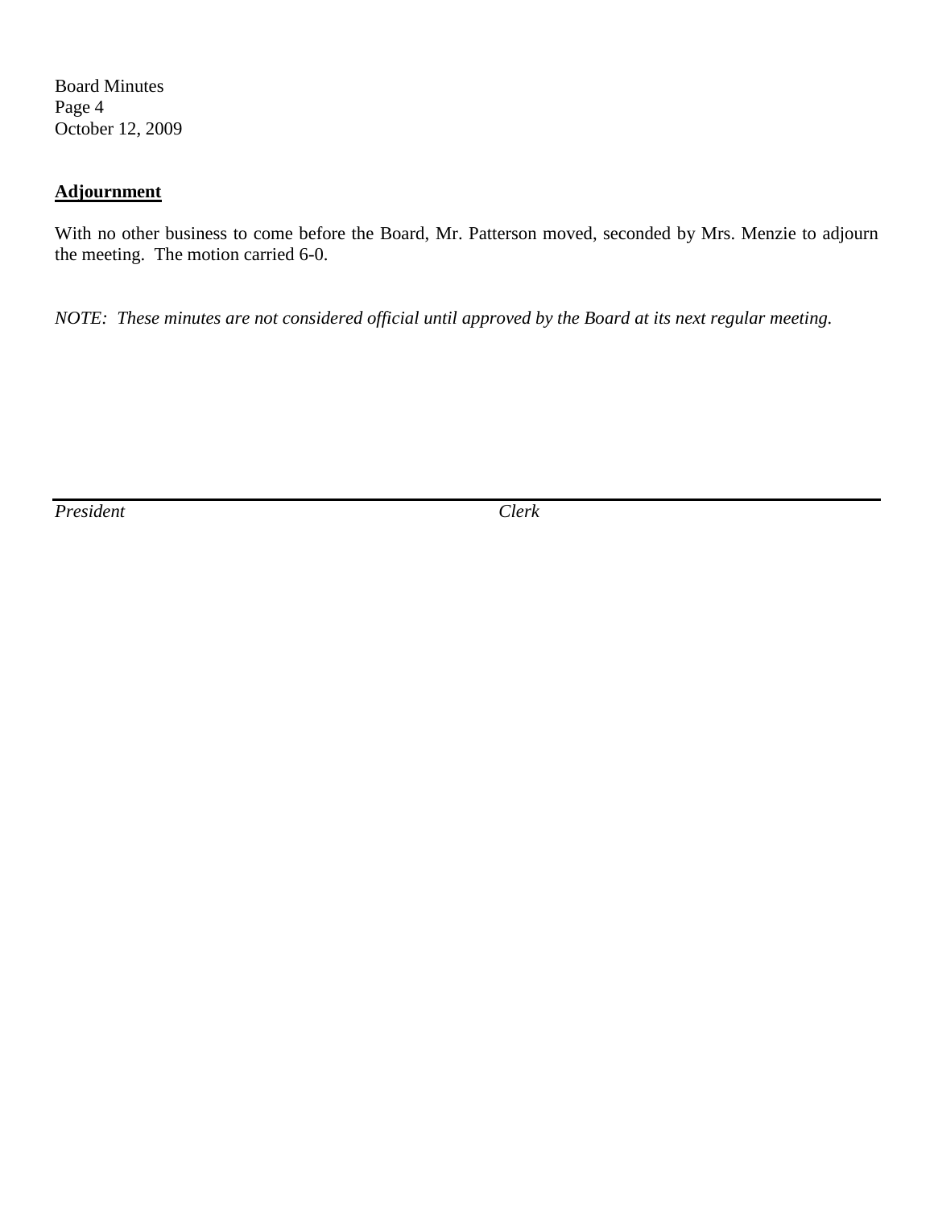## Adjournment

With no other business to come before the Board, Mr. Patterson moved, seconded by Mrs. Menzie to adjourn the meeting. The motion carried 6-0.

*NOTE: These minutes are not considered official until approved by the Board at its next regular meeting.*

*President* *Clerk*